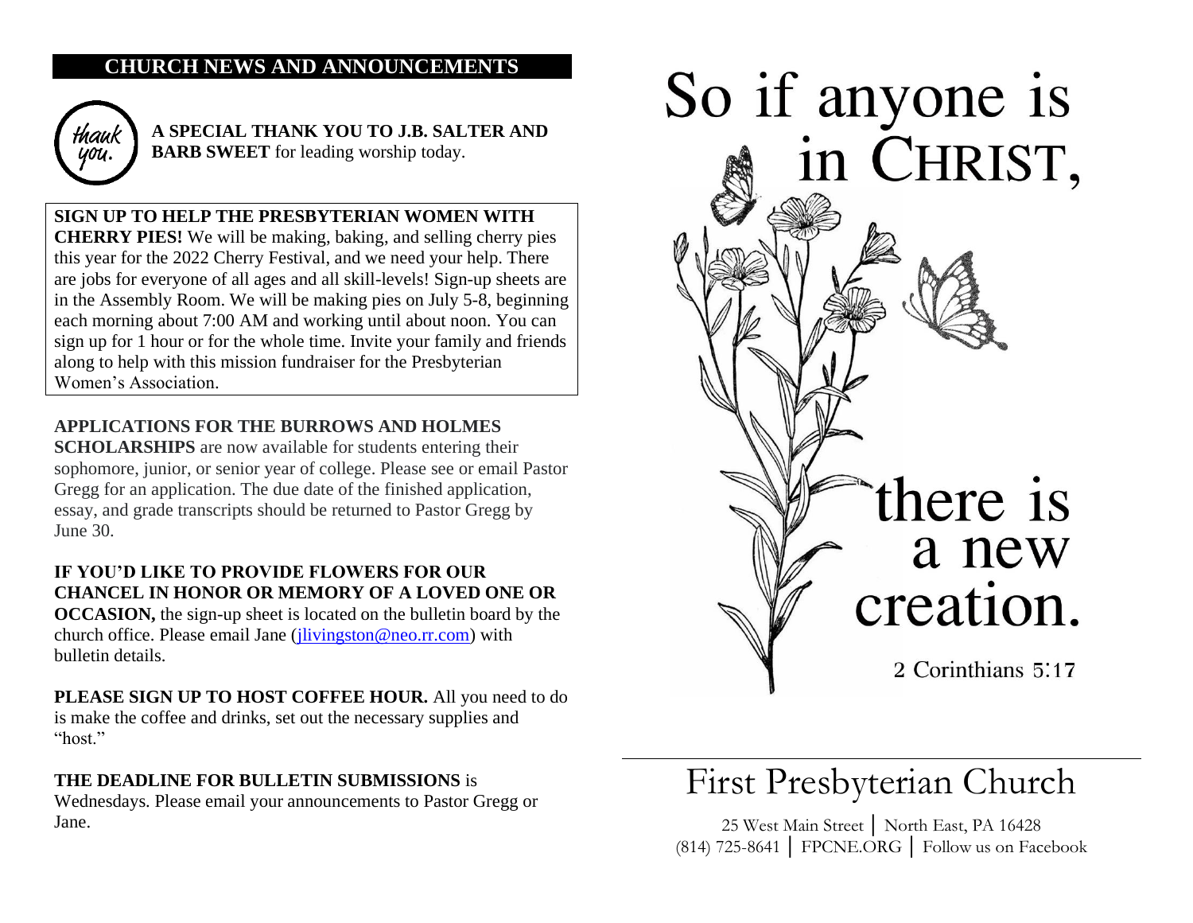## CHURCH NEWS AND ANNOUNCEMENTS

thank you.

**A SPECIAL THANK YOU TO J.B. SALTER AND BARB SWEET** for leading worship today.

**SIGN UP TO HELP THE PRESBYTERIAN WOMEN WITH CHERRY PIES!** We will be making, baking, and selling cherry pies this year for the 2022 Cherry Festival, and we need your help. There are jobs for everyone of all ages and all skill-levels! Sign-up sheets are in the Assembly Room. We will be making pies on July 5-8, beginning each morning about 7:00 AM and working until about noon. You can sign up for 1 hour or for the whole time. Invite your family and friends along to help with this mission fundraiser for the Presbyterian Women's Association.

**APPLICATIONS FOR THE BURROWS AND HOLMES SCHOLARSHIPS** are now available for students entering their sophomore, junior, or senior year of college. Please see or email Pastor Gregg for an application. The due date of the finished application, essay, and grade transcripts should be returned to Pastor Gregg by June 30.

**IF YOU'D LIKE TO PROVIDE FLOWERS FOR OUR CHANCEL IN HONOR OR MEMORY OF A LOVED ONE OR OCCASION,** the sign-up sheet is located on the bulletin board by the church office. Please email Jane (jlivingston@neo.rr.com) with bulletin details.

**PLEASE SIGN UP TO HOST COFFEE HOUR.** All you need to do is make the coffee and drinks, set out the necessary supplies and "host."

**THE DEADLINE FOR BULLETIN SUBMISSIONS** is Wednesdays. Please email your announcements to Pastor Gregg or Jane.

So if anyone is in CHRIST, there is a new creation.

2 Corinthians 5:17

# First Presbyterian Church

25 West Main Street | North East, PA 16428
(814) 725-8641 | FPCNE.ORG | Follow us on Facebook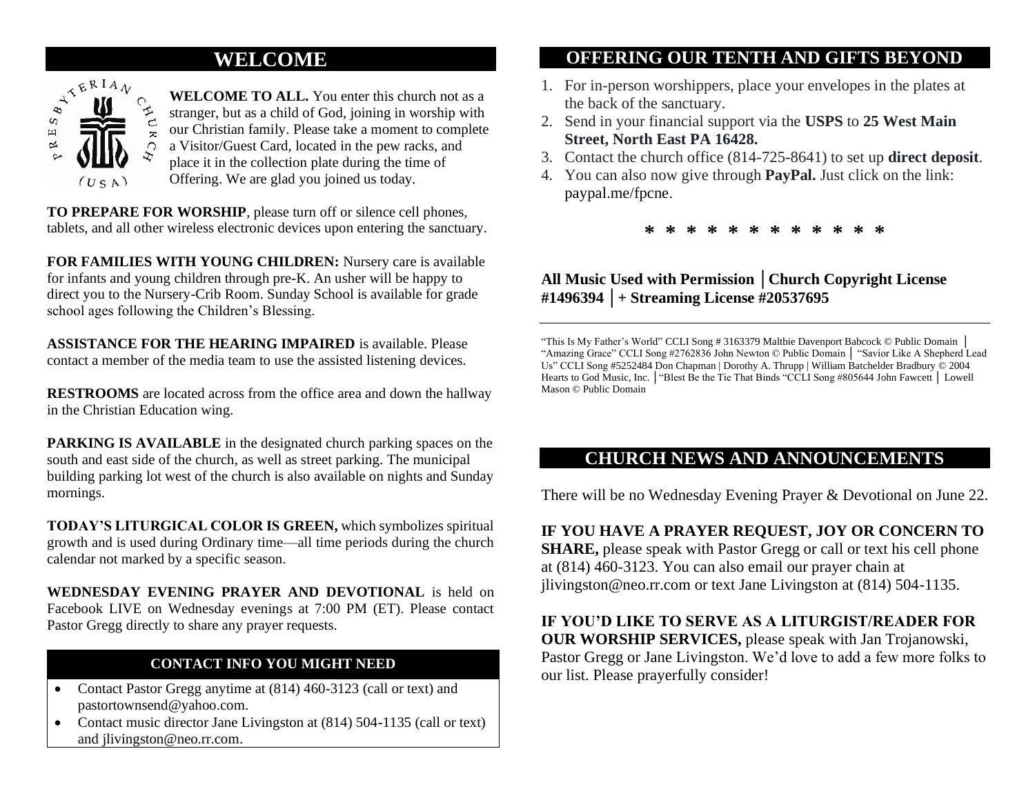## WELCOME

**WELCOME TO ALL.** You enter this church not as a stranger, but as a child of God, joining in worship with our Christian family. Please take a moment to complete a Visitor/Guest Card, located in the pew racks, and place it in the collection plate during the time of Offering. We are glad you joined us today.

**TO PREPARE FOR WORSHIP**, please turn off or silence cell phones, tablets, and all other wireless electronic devices upon entering the sanctuary.

**FOR FAMILIES WITH YOUNG CHILDREN:** Nursery care is available for infants and young children through pre-K. An usher will be happy to direct you to the Nursery-Crib Room. Sunday School is available for grade school ages following the Children's Blessing.

**ASSISTANCE FOR THE HEARING IMPAIRED** is available. Please contact a member of the media team to use the assisted listening devices.

**RESTROOMS** are located across from the office area and down the hallway in the Christian Education wing.

**PARKING IS AVAILABLE** in the designated church parking spaces on the south and east side of the church, as well as street parking. The municipal building parking lot west of the church is also available on nights and Sunday mornings.

**TODAY'S LITURGICAL COLOR IS GREEN,** which symbolizes spiritual growth and is used during Ordinary time—all time periods during the church calendar not marked by a specific season.

**WEDNESDAY EVENING PRAYER AND DEVOTIONAL** is held on Facebook LIVE on Wednesday evenings at 7:00 PM (ET). Please contact Pastor Gregg directly to share any prayer requests.

### CONTACT INFO YOU MIGHT NEED

- Contact Pastor Gregg anytime at (814) 460-3123 (call or text) and pastortownsend@yahoo.com.
- Contact music director Jane Livingston at (814) 504-1135 (call or text) and jlivingston@neo.rr.com.

## OFFERING OUR TENTH AND GIFTS BEYOND

1. For in-person worshippers, place your envelopes in the plates at the back of the sanctuary.
2. Send in your financial support via the **USPS** to **25 West Main Street, North East PA 16428.**
3. Contact the church office (814-725-8641) to set up **direct deposit**.
4. You can also now give through **PayPal.** Just click on the link: paypal.me/fpcne.

\* \* \* \* \* \* \* \* \* \* \* \*

**All Music Used with Permission │Church Copyright License #1496394 │+ Streaming License #20537695**

---

"This Is My Father's World" CCLI Song # 3163379 Maltbie Davenport Babcock © Public Domain │ "Amazing Grace" CCLI Song #2762836 John Newton © Public Domain │ "Savior Like A Shepherd Lead Us" CCLI Song #5252484 Don Chapman | Dorothy A. Thrupp | William Batchelder Bradbury © 2004 Hearts to God Music, Inc. │"Blest Be the Tie That Binds "CCLI Song #805644 John Fawcett │ Lowell Mason © Public Domain

## CHURCH NEWS AND ANNOUNCEMENTS

There will be no Wednesday Evening Prayer & Devotional on June 22.

**IF YOU HAVE A PRAYER REQUEST, JOY OR CONCERN TO SHARE,** please speak with Pastor Gregg or call or text his cell phone at (814) 460-3123. You can also email our prayer chain at jlivingston@neo.rr.com or text Jane Livingston at (814) 504-1135.

**IF YOU'D LIKE TO SERVE AS A LITURGIST/READER FOR OUR WORSHIP SERVICES,** please speak with Jan Trojanowski, Pastor Gregg or Jane Livingston. We'd love to add a few more folks to our list. Please prayerfully consider!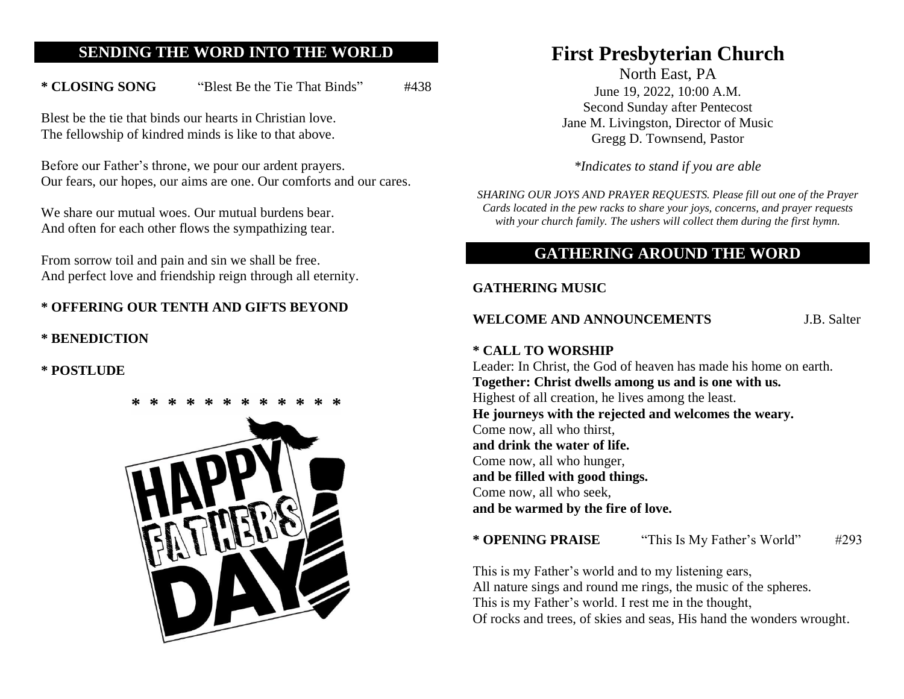## SENDING THE WORD INTO THE WORLD

**\* CLOSING SONG** "Blest Be the Tie That Binds" #438

Blest be the tie that binds our hearts in Christian love.
The fellowship of kindred minds is like to that above.

Before our Father's throne, we pour our ardent prayers.
Our fears, our hopes, our aims are one. Our comforts and our cares.

We share our mutual woes. Our mutual burdens bear.
And often for each other flows the sympathizing tear.

From sorrow toil and pain and sin we shall be free.
And perfect love and friendship reign through all eternity.

**\* OFFERING OUR TENTH AND GIFTS BEYOND**

**\* BENEDICTION**

**\* POSTLUDE**

\* \* \* \* \* \* \* \* \* \* \* \*

# First Presbyterian Church

North East, PA
June 19, 2022, 10:00 A.M.
Second Sunday after Pentecost
Jane M. Livingston, Director of Music
Gregg D. Townsend, Pastor

*\*Indicates to stand if you are able*

*SHARING OUR JOYS AND PRAYER REQUESTS. Please fill out one of the Prayer Cards located in the pew racks to share your joys, concerns, and prayer requests with your church family. The ushers will collect them during the first hymn.*

## GATHERING AROUND THE WORD

**GATHERING MUSIC**

**WELCOME AND ANNOUNCEMENTS** J.B. Salter

**\* CALL TO WORSHIP**

Leader: In Christ, the God of heaven has made his home on earth.
**Together: Christ dwells among us and is one with us.**
Highest of all creation, he lives among the least.
**He journeys with the rejected and welcomes the weary.**
Come now, all who thirst,
**and drink the water of life.**
Come now, all who hunger,
**and be filled with good things.**
Come now, all who seek,
**and be warmed by the fire of love.**

**\* OPENING PRAISE** "This Is My Father's World" #293

This is my Father's world and to my listening ears,
All nature sings and round me rings, the music of the spheres.
This is my Father's world. I rest me in the thought,
Of rocks and trees, of skies and seas, His hand the wonders wrought.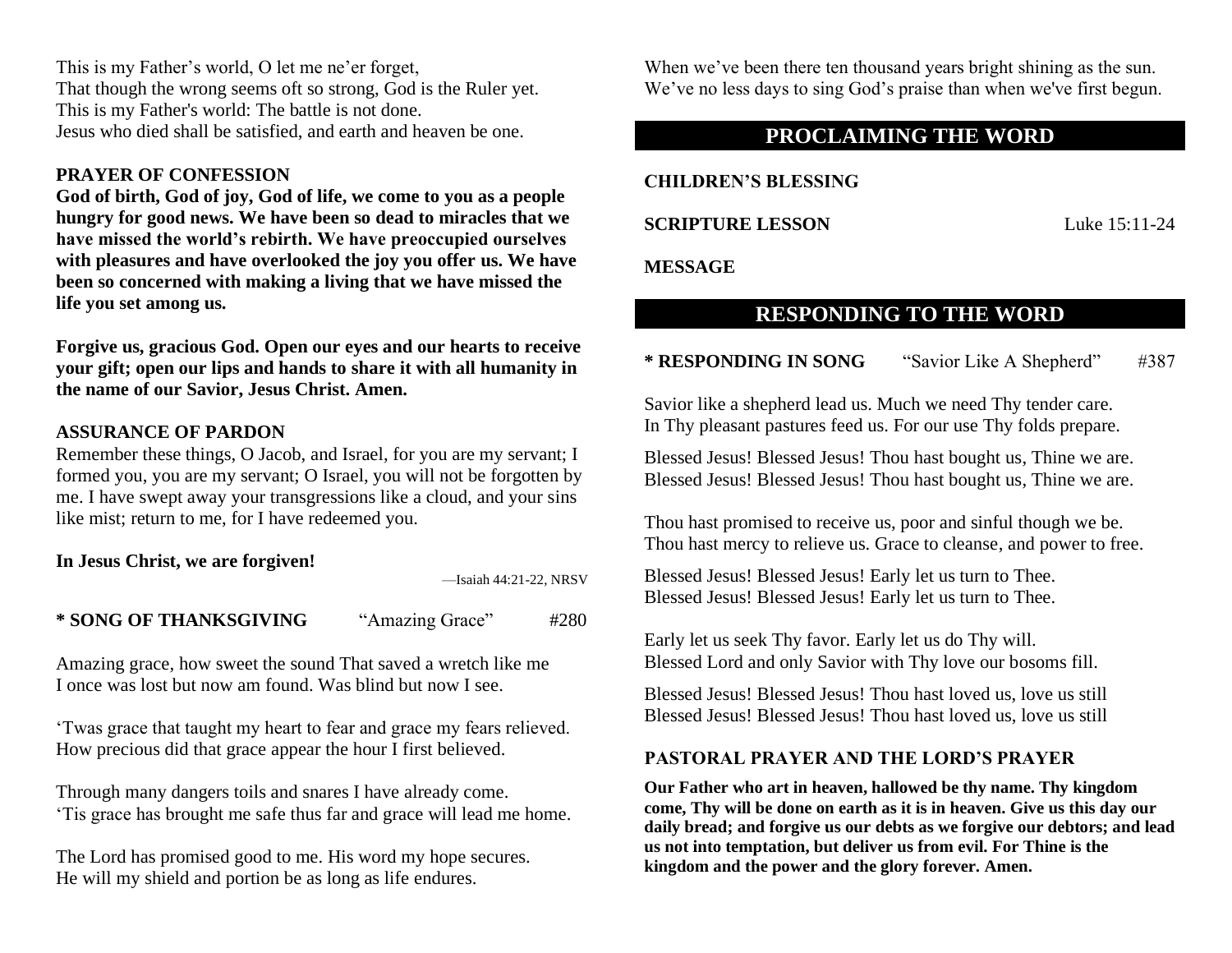This is my Father's world, O let me ne'er forget,
That though the wrong seems oft so strong, God is the Ruler yet.
This is my Father's world: The battle is not done.
Jesus who died shall be satisfied, and earth and heaven be one.

**PRAYER OF CONFESSION**

**God of birth, God of joy, God of life, we come to you as a people hungry for good news. We have been so dead to miracles that we have missed the world's rebirth. We have preoccupied ourselves with pleasures and have overlooked the joy you offer us. We have been so concerned with making a living that we have missed the life you set among us.**

**Forgive us, gracious God. Open our eyes and our hearts to receive your gift; open our lips and hands to share it with all humanity in the name of our Savior, Jesus Christ. Amen.**

**ASSURANCE OF PARDON**

Remember these things, O Jacob, and Israel, for you are my servant; I formed you, you are my servant; O Israel, you will not be forgotten by me. I have swept away your transgressions like a cloud, and your sins like mist; return to me, for I have redeemed you.

**In Jesus Christ, we are forgiven!**

—Isaiah 44:21-22, NRSV

**\* SONG OF THANKSGIVING** "Amazing Grace" #280

Amazing grace, how sweet the sound That saved a wretch like me
I once was lost but now am found. Was blind but now I see.

'Twas grace that taught my heart to fear and grace my fears relieved.
How precious did that grace appear the hour I first believed.

Through many dangers toils and snares I have already come.
'Tis grace has brought me safe thus far and grace will lead me home.

The Lord has promised good to me. His word my hope secures.
He will my shield and portion be as long as life endures.

When we've been there ten thousand years bright shining as the sun.
We've no less days to sing God's praise than when we've first begun.

## PROCLAIMING THE WORD

**CHILDREN'S BLESSING**

**SCRIPTURE LESSON** Luke 15:11-24

**MESSAGE**

## RESPONDING TO THE WORD

**\* RESPONDING IN SONG** "Savior Like A Shepherd" #387

Savior like a shepherd lead us. Much we need Thy tender care.
In Thy pleasant pastures feed us. For our use Thy folds prepare.

Blessed Jesus! Blessed Jesus! Thou hast bought us, Thine we are.
Blessed Jesus! Blessed Jesus! Thou hast bought us, Thine we are.

Thou hast promised to receive us, poor and sinful though we be.
Thou hast mercy to relieve us. Grace to cleanse, and power to free.

Blessed Jesus! Blessed Jesus! Early let us turn to Thee.
Blessed Jesus! Blessed Jesus! Early let us turn to Thee.

Early let us seek Thy favor. Early let us do Thy will.
Blessed Lord and only Savior with Thy love our bosoms fill.

Blessed Jesus! Blessed Jesus! Thou hast loved us, love us still
Blessed Jesus! Blessed Jesus! Thou hast loved us, love us still

**PASTORAL PRAYER AND THE LORD'S PRAYER**

**Our Father who art in heaven, hallowed be thy name. Thy kingdom come, Thy will be done on earth as it is in heaven. Give us this day our daily bread; and forgive us our debts as we forgive our debtors; and lead us not into temptation, but deliver us from evil. For Thine is the kingdom and the power and the glory forever. Amen.**